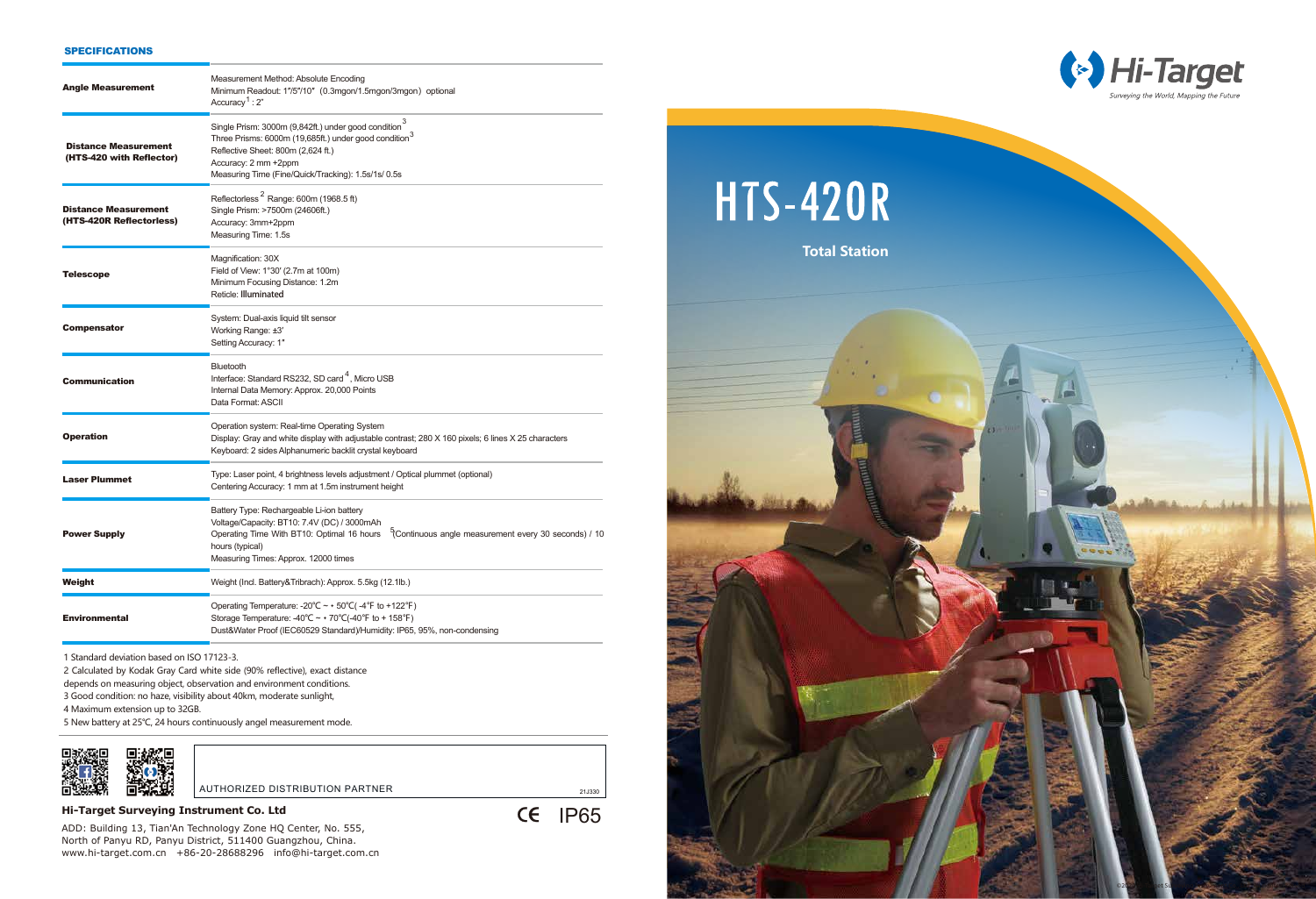## SPECIFICATIONS

| | |
|---|---|
| **Angle Measurement** | Measurement Method: Absolute Encoding<br>Minimum Readout: 1"/5"/10" (0.3mgon/1.5mgon/3mgon) optional<br>Accuracy[1] : 2" |
| **Distance Measurement (HTS-420 with Reflector)** | Single Prism: 3000m (9,842ft.) under good condition[3]<br>Three Prisms: 6000m (19,685ft.) under good condition[3]<br>Reflective Sheet: 800m (2,624 ft.)<br>Accuracy: 2 mm +2ppm<br>Measuring Time (Fine/Quick/Tracking): 1.5s/1s/ 0.5s |
| **Distance Measurement (HTS-420R Reflectorless)** | Reflectorless[2] Range: 600m (1968.5 ft)<br>Single Prism: >7500m (24606ft.)<br>Accuracy: 3mm+2ppm<br>Measuring Time: 1.5s |
| **Telescope** | Magnification: 30X<br>Field of View: 1°30' (2.7m at 100m)<br>Minimum Focusing Distance: 1.2m<br>Reticle: Illuminated |
| **Compensator** | System: Dual-axis liquid tilt sensor<br>Working Range: ±3'<br>Setting Accuracy: 1" |
| **Communication** | Bluetooth<br>Interface: Standard RS232, SD card[4], Micro USB<br>Internal Data Memory: Approx. 20,000 Points<br>Data Format: ASCII |
| **Operation** | Operation system: Real-time Operating System<br>Display: Gray and white display with adjustable contrast; 280 X 160 pixels; 6 lines X 25 characters<br>Keyboard: 2 sides Alphanumeric backlit crystal keyboard |
| **Laser Plummet** | Type: Laser point, 4 brightness levels adjustment / Optical plummet (optional)<br>Centering Accuracy: 1 mm at 1.5m instrument height |
| **Power Supply** | Battery Type: Rechargeable Li-ion battery<br>Voltage/Capacity: BT10: 7.4V (DC) / 3000mAh<br>Operating Time With BT10: Optimal 16 hours [5](Continuous angle measurement every 30 seconds) / 10 hours (typical)<br>Measuring Times: Approx. 12000 times |
| **Weight** | Weight (Incl. Battery&Tribrach): Approx. 5.5kg (12.1lb.) |
| **Environmental** | Operating Temperature: -20℃ ~ + 50℃( -4℉ to +122℉)<br>Storage Temperature: -40℃ ~ + 70℃(-40℉ to + 158℉)<br>Dust&Water Proof (IEC60529 Standard)/Humidity: IP65, 95%, non-condensing |

1 Standard deviation based on ISO 17123-3.
2 Calculated by Kodak Gray Card white side (90% reflective), exact distance depends on measuring object, observation and environment conditions.
3 Good condition: no haze, visibility about 40km, moderate sunlight,
4 Maximum extension up to 32GB.
5 New battery at 25℃, 24 hours continuously angel measurement mode.

AUTHORIZED DISTRIBUTION PARTNER

21J330

**Hi-Target Surveying Instrument Co. Ltd**

ADD: Building 13, Tian'An Technology Zone HQ Center, No. 555, North of Panyu RD, Panyu District, 511400 Guangzhou, China.
www.hi-target.com.cn +86-20-28688296 info@hi-target.com.cn

CE IP65

Hi-Target
Surveying the World, Mapping the Future

# HTS-420R

**Total Station**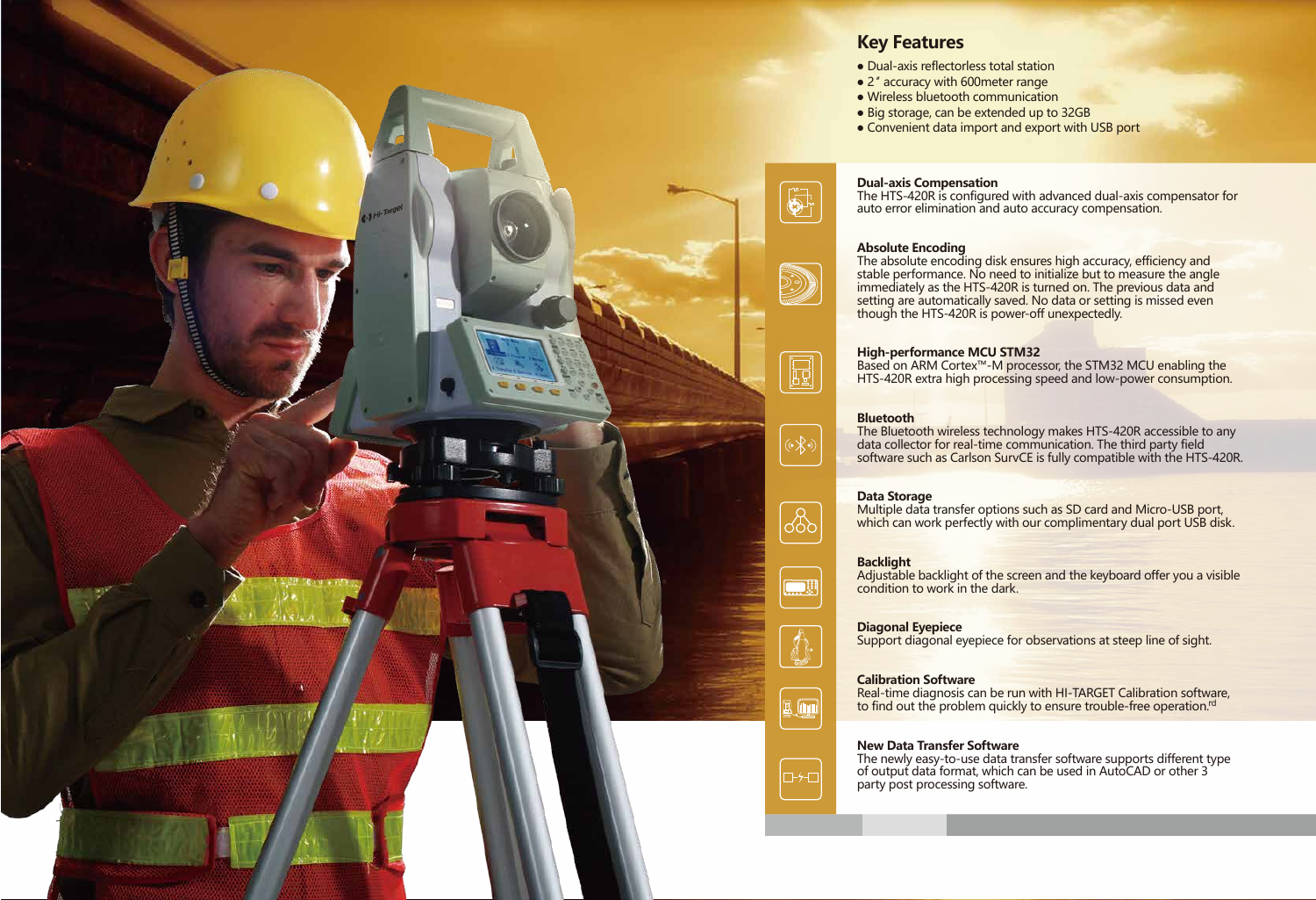## Key Features

- Dual-axis reflectorless total station
- 2" accuracy with 600meter range
- Wireless bluetooth communication
- Big storage, can be extended up to 32GB
- Convenient data import and export with USB port

### Dual-axis Compensation

The HTS-420R is configured with advanced dual-axis compensator for auto error elimination and auto accuracy compensation.

### Absolute Encoding

The absolute encoding disk ensures high accuracy, efficiency and stable performance. No need to initialize but to measure the angle immediately as the HTS-420R is turned on. The previous data and setting are automatically saved. No data or setting is missed even though the HTS-420R is power-off unexpectedly.

### High-performance MCU STM32

Based on ARM Cortex™-M processor, the STM32 MCU enabling the HTS-420R extra high processing speed and low-power consumption.

### Bluetooth

The Bluetooth wireless technology makes HTS-420R accessible to any data collector for real-time communication. The third party field software such as Carlson SurvCE is fully compatible with the HTS-420R.

### Data Storage

Multiple data transfer options such as SD card and Micro-USB port, which can work perfectly with our complimentary dual port USB disk.

### Backlight

Adjustable backlight of the screen and the keyboard offer you a visible condition to work in the dark.

### Diagonal Eyepiece

Support diagonal eyepiece for observations at steep line of sight.

### Calibration Software

Real-time diagnosis can be run with HI-TARGET Calibration software, to find out the problem quickly to ensure trouble-free operation.[rd]

### New Data Transfer Software

The newly easy-to-use data transfer software supports different type of output data format, which can be used in AutoCAD or other 3 party post processing software.